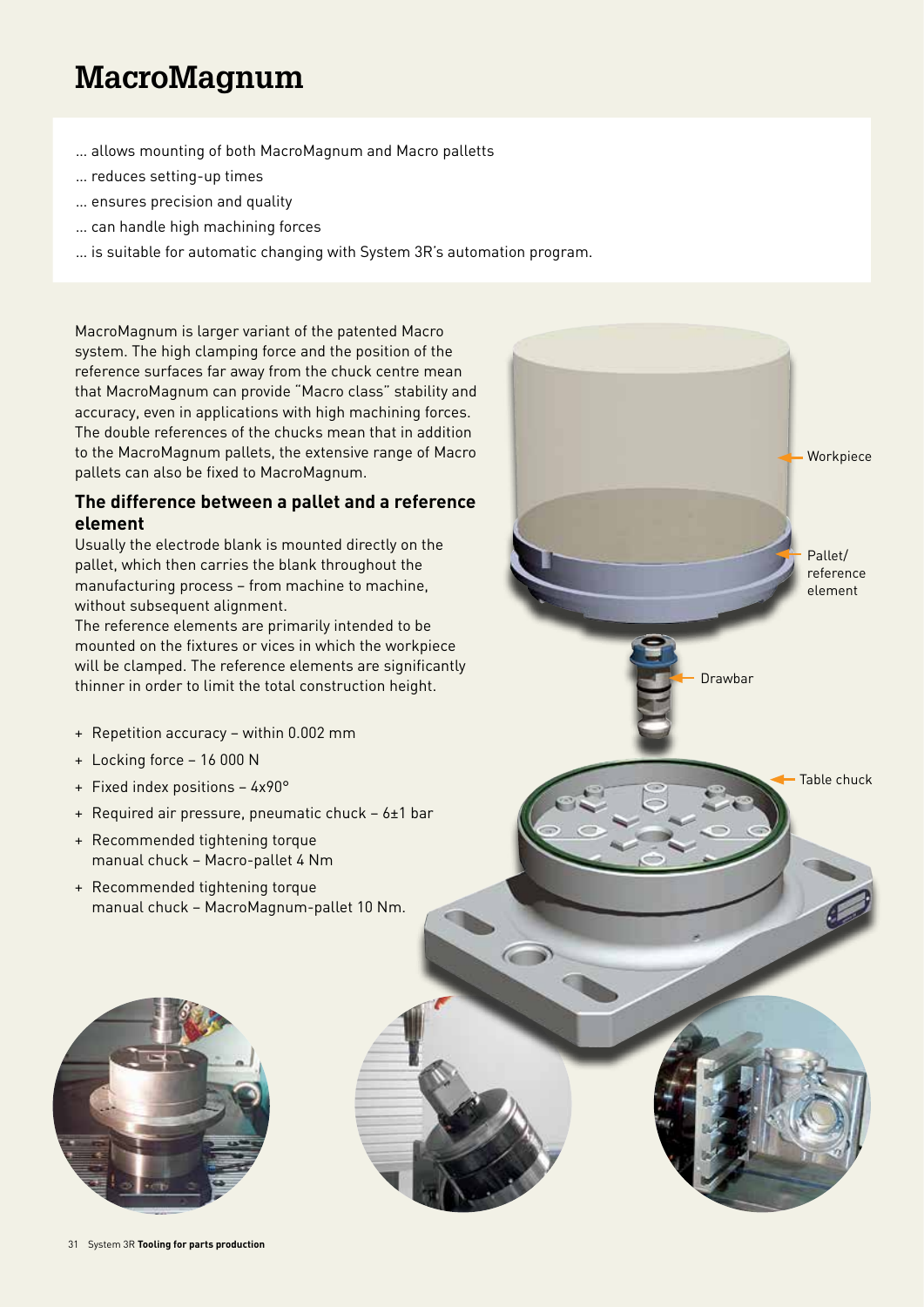# MacroMagnum

... allows mounting of both MacroMagnum and Macro palletts
... reduces setting-up times
... ensures precision and quality
... can handle high machining forces
... is suitable for automatic changing with System 3R's automation program.

MacroMagnum is larger variant of the patented Macro system. The high clamping force and the position of the reference surfaces far away from the chuck centre mean that MacroMagnum can provide "Macro class" stability and accuracy, even in applications with high machining forces. The double references of the chucks mean that in addition to the MacroMagnum pallets, the extensive range of Macro pallets can also be fixed to MacroMagnum.

## The difference between a pallet and a reference element

Usually the electrode blank is mounted directly on the pallet, which then carries the blank throughout the manufacturing process – from machine to machine, without subsequent alignment.
The reference elements are primarily intended to be mounted on the fixtures or vices in which the workpiece will be clamped. The reference elements are significantly thinner in order to limit the total construction height.

- + Repetition accuracy – within 0.002 mm
- + Locking force – 16 000 N
- + Fixed index positions – 4x90°
- + Required air pressure, pneumatic chuck – 6±1 bar
- + Recommended tightening torque manual chuck – Macro-pallet 4 Nm
- + Recommended tightening torque manual chuck – MacroMagnum-pallet 10 Nm.

Workpiece

Pallet/ reference element

Drawbar

Table chuck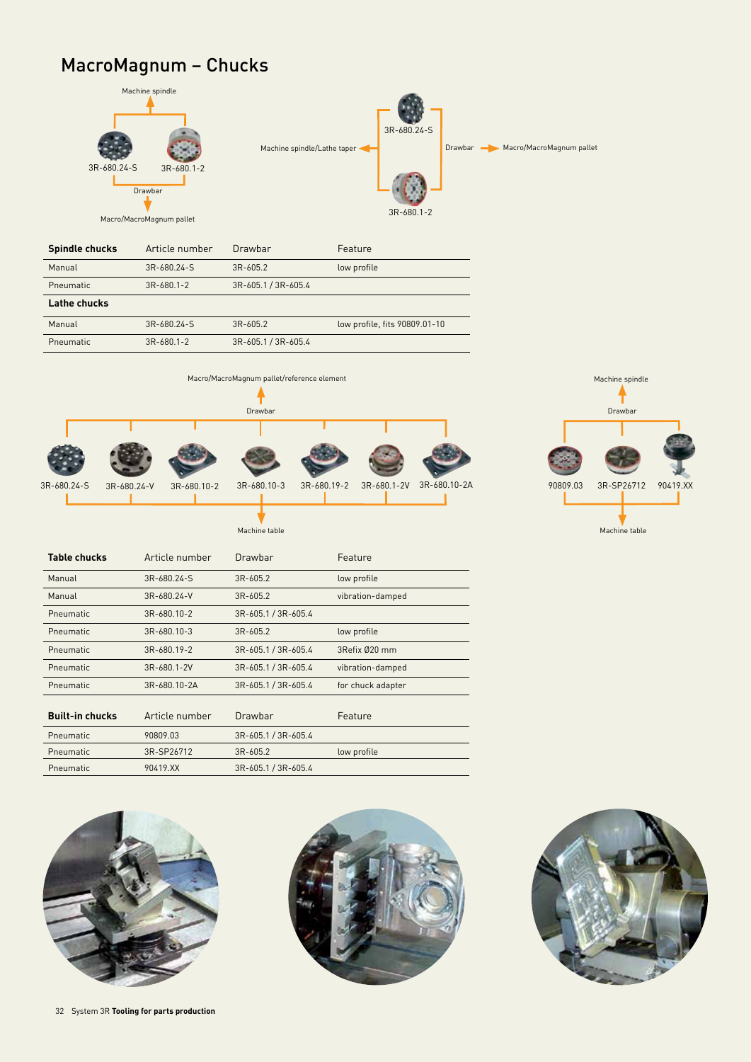# MacroMagnum – Chucks

Machine spindle

3R-680.24-S 3R-680.1-2

Drawbar

Macro/MacroMagnum pallet

Machine spindle/Lathe taper

3R-680.24-S

Drawbar

Macro/MacroMagnum pallet

3R-680.1-2

| Spindle chucks | Article number | Drawbar | Feature |
|---|---|---|---|
| Manual | 3R-680.24-S | 3R-605.2 | low profile |
| Pneumatic | 3R-680.1-2 | 3R-605.1 / 3R-605.4 | |
| **Lathe chucks** | | | |
| Manual | 3R-680.24-S | 3R-605.2 | low profile, fits 90809.01-10 |
| Pneumatic | 3R-680.1-2 | 3R-605.1 / 3R-605.4 | |

Macro/MacroMagnum pallet/reference element

Drawbar

3R-680.24-S 3R-680.24-V 3R-680.10-2 3R-680.10-3 3R-680.19-2 3R-680.1-2V 3R-680.10-2A

Machine table

Machine spindle

Drawbar

90809.03 3R-SP26712 90419.XX

Machine table

| Table chucks | Article number | Drawbar | Feature |
|---|---|---|---|
| Manual | 3R-680.24-S | 3R-605.2 | low profile |
| Manual | 3R-680.24-V | 3R-605.2 | vibration-damped |
| Pneumatic | 3R-680.10-2 | 3R-605.1 / 3R-605.4 | |
| Pneumatic | 3R-680.10-3 | 3R-605.2 | low profile |
| Pneumatic | 3R-680.19-2 | 3R-605.1 / 3R-605.4 | 3Refix Ø20 mm |
| Pneumatic | 3R-680.1-2V | 3R-605.1 / 3R-605.4 | vibration-damped |
| Pneumatic | 3R-680.10-2A | 3R-605.1 / 3R-605.4 | for chuck adapter |

| Built-in chucks | Article number | Drawbar | Feature |
|---|---|---|---|
| Pneumatic | 90809.03 | 3R-605.1 / 3R-605.4 | |
| Pneumatic | 3R-SP26712 | 3R-605.2 | low profile |
| Pneumatic | 90419.XX | 3R-605.1 / 3R-605.4 | |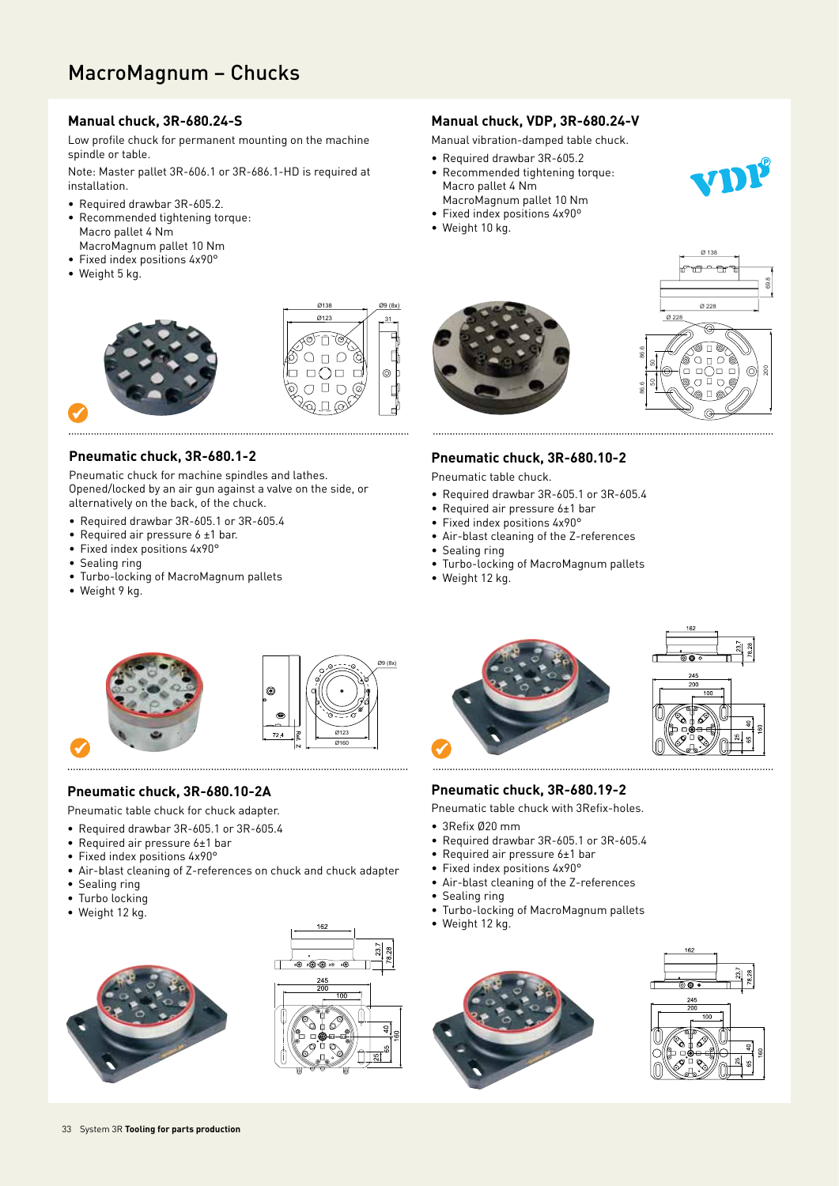# MacroMagnum – Chucks

## Manual chuck, 3R-680.24-S

Low profile chuck for permanent mounting on the machine spindle or table.

Note: Master pallet 3R-606.1 or 3R-686.1-HD is required at installation.

- Required drawbar 3R-605.2.
- Recommended tightening torque: Macro pallet 4 Nm MacroMagnum pallet 10 Nm
- Fixed index positions 4x90°
- Weight 5 kg.

Ø138
Ø123
Ø9 (8x)
31

## Manual chuck, VDP, 3R-680.24-V

Manual vibration-damped table chuck.

- Required drawbar 3R-605.2
- Recommended tightening torque: Macro pallet 4 Nm MacroMagnum pallet 10 Nm
- Fixed index positions 4x90°
- Weight 10 kg.

VDP

Ø 138
69.8
Ø 228
Ø 228
86.6
50
50
86.6
200

## Pneumatic chuck, 3R-680.1-2

Pneumatic chuck for machine spindles and lathes. Opened/locked by an air gun against a valve on the side, or alternatively on the back, of the chuck.

- Required drawbar 3R-605.1 or 3R-605.4
- Required air pressure 6 ±1 bar.
- Fixed index positions 4x90°
- Sealing ring
- Turbo-locking of MacroMagnum pallets
- Weight 9 kg.

72.4
Ø9 (8x)
Ø123
Ø160

## Pneumatic chuck, 3R-680.10-2

Pneumatic table chuck.

- Required drawbar 3R-605.1 or 3R-605.4
- Required air pressure 6±1 bar
- Fixed index positions 4x90°
- Air-blast cleaning of the Z-references
- Sealing ring
- Turbo-locking of MacroMagnum pallets
- Weight 12 kg.

162
23.7
78.28
245
200
100
40
65
25
160

## Pneumatic chuck, 3R-680.10-2A

Pneumatic table chuck for chuck adapter.

- Required drawbar 3R-605.1 or 3R-605.4
- Required air pressure 6±1 bar
- Fixed index positions 4x90°
- Air-blast cleaning of Z-references on chuck and chuck adapter
- Sealing ring
- Turbo locking
- Weight 12 kg.

162
23.7
78.28
245
200
100
40
65
25
160

## Pneumatic chuck, 3R-680.19-2

Pneumatic table chuck with 3Refix-holes.

- 3Refix Ø20 mm
- Required drawbar 3R-605.1 or 3R-605.4
- Required air pressure 6±1 bar
- Fixed index positions 4x90°
- Air-blast cleaning of the Z-references
- Sealing ring
- Turbo-locking of MacroMagnum pallets
- Weight 12 kg.

162
23.7
78.28
245
200
100
40
65
25
160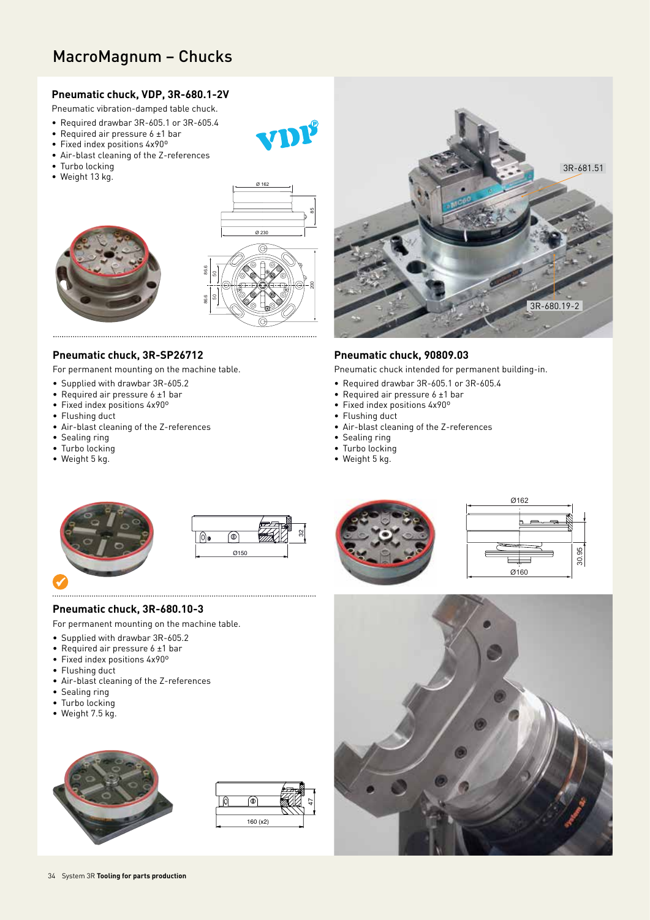# MacroMagnum – Chucks

### Pneumatic chuck, VDP, 3R-680.1-2V

Pneumatic vibration-damped table chuck.

- Required drawbar 3R-605.1 or 3R-605.4
- Required air pressure 6 ±1 bar
- Fixed index positions 4x90°
- Air-blast cleaning of the Z-references
- Turbo locking
- Weight 13 kg.

Ø 162
85
Ø 230
86.6
50
86.6
50
200

3R-681.51
3R-680.19-2

### Pneumatic chuck, 3R-SP26712

For permanent mounting on the machine table.

- Supplied with drawbar 3R-605.2
- Required air pressure 6 ±1 bar
- Fixed index positions 4x90°
- Flushing duct
- Air-blast cleaning of the Z-references
- Sealing ring
- Turbo locking
- Weight 5 kg.

32
Ø150

### Pneumatic chuck, 90809.03

Pneumatic chuck intended for permanent building-in.

- Required drawbar 3R-605.1 or 3R-605.4
- Required air pressure 6 ±1 bar
- Fixed index positions 4x90°
- Flushing duct
- Air-blast cleaning of the Z-references
- Sealing ring
- Turbo locking
- Weight 5 kg.

Ø162
30.95
Ø160

### Pneumatic chuck, 3R-680.10-3

For permanent mounting on the machine table.

- Supplied with drawbar 3R-605.2
- Required air pressure 6 ±1 bar
- Fixed index positions 4x90°
- Flushing duct
- Air-blast cleaning of the Z-references
- Sealing ring
- Turbo locking
- Weight 7.5 kg.

47
160 (x2)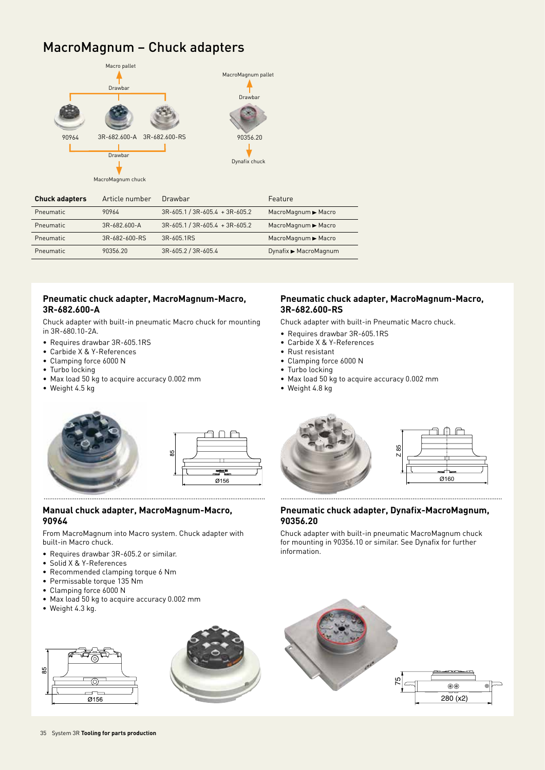# MacroMagnum – Chuck adapters

| Chuck adapters | Article number | Drawbar | Feature |
|---|---|---|---|
| Pneumatic | 90964 | 3R-605.1 / 3R-605.4 + 3R-605.2 | MacroMagnum ► Macro |
| Pneumatic | 3R-682.600-A | 3R-605.1 / 3R-605.4 + 3R-605.2 | MacroMagnum ► Macro |
| Pneumatic | 3R-682-600-RS | 3R-605.1RS | MacroMagnum ► Macro |
| Pneumatic | 90356.20 | 3R-605.2 / 3R-605.4 | Dynafix ► MacroMagnum |

### Pneumatic chuck adapter, MacroMagnum-Macro, 3R-682.600-A

Chuck adapter with built-in pneumatic Macro chuck for mounting in 3R-680.10-2A.

- Requires drawbar 3R-605.1RS
- Carbide X & Y-References
- Clamping force 6000 N
- Turbo locking
- Max load 50 kg to acquire accuracy 0.002 mm
- Weight 4.5 kg

### Pneumatic chuck adapter, MacroMagnum-Macro, 3R-682.600-RS

Chuck adapter with built-in Pneumatic Macro chuck.

- Requires drawbar 3R-605.1RS
- Carbide X & Y-References
- Rust resistant
- Clamping force 6000 N
- Turbo locking
- Max load 50 kg to acquire accuracy 0.002 mm
- Weight 4.8 kg

### Manual chuck adapter, MacroMagnum-Macro, 90964

From MacroMagnum into Macro system. Chuck adapter with built-in Macro chuck.

- Requires drawbar 3R-605.2 or similar.
- Solid X & Y-References
- Recommended clamping torque 6 Nm
- Permissable torque 135 Nm
- Clamping force 6000 N
- Max load 50 kg to acquire accuracy 0.002 mm
- Weight 4.3 kg.

### Pneumatic chuck adapter, Dynafix-MacroMagnum, 90356.20

Chuck adapter with built-in pneumatic MacroMagnum chuck for mounting in 90356.10 or similar. See Dynafix for further information.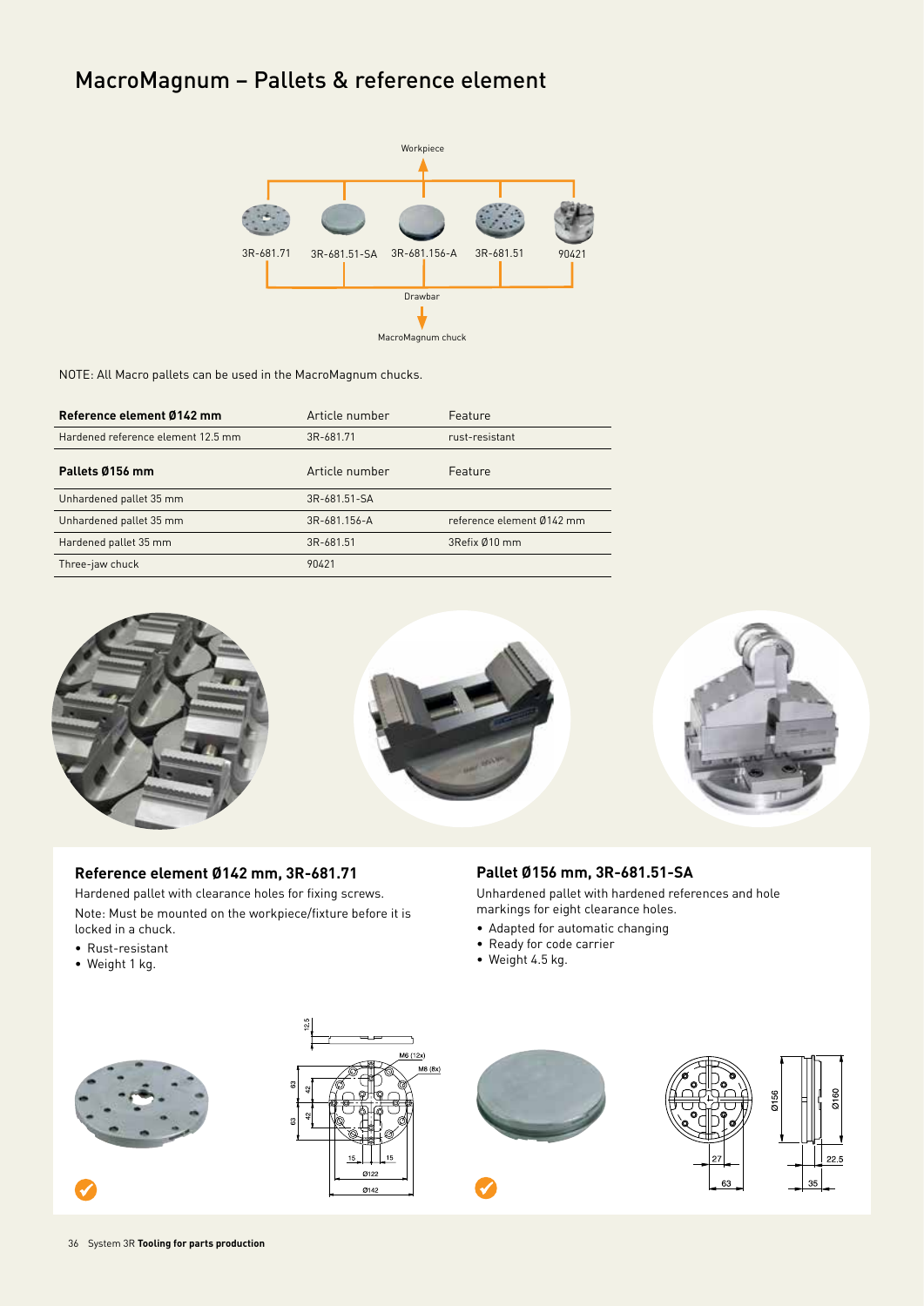# MacroMagnum – Pallets & reference element

Workpiece

3R-681.71 3R-681.51-SA 3R-681.156-A 3R-681.51 90421

Drawbar

MacroMagnum chuck

NOTE: All Macro pallets can be used in the MacroMagnum chucks.

| **Reference element Ø142 mm** | Article number | Feature |
|---|---|---|
| Hardened reference element 12.5 mm | 3R-681.71 | rust-resistant |

| **Pallets Ø156 mm** | Article number | Feature |
|---|---|---|
| Unhardened pallet 35 mm | 3R-681.51-SA | |
| Unhardened pallet 35 mm | 3R-681.156-A | reference element Ø142 mm |
| Hardened pallet 35 mm | 3R-681.51 | 3Refix Ø10 mm |
| Three-jaw chuck | 90421 | |

### Reference element Ø142 mm, 3R-681.71

Hardened pallet with clearance holes for fixing screws.

Note: Must be mounted on the workpiece/fixture before it is locked in a chuck.

- Rust-resistant
- Weight 1 kg.

12.5

M6 (12x)

M8 (8x)

63 42 42 63

15 15

Ø122

Ø142

### Pallet Ø156 mm, 3R-681.51-SA

Unhardened pallet with hardened references and hole markings for eight clearance holes.

- Adapted for automatic changing
- Ready for code carrier
- Weight 4.5 kg.

Ø156 Ø160

27

63

22.5

35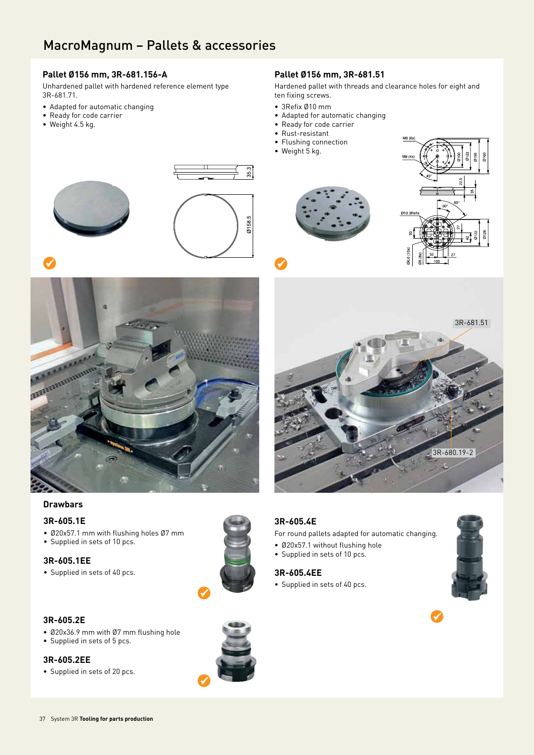# MacroMagnum – Pallets & accessories

## Pallet Ø156 mm, 3R-681.156-A

Unhardened pallet with hardened reference element type 3R-681.71.

- Adapted for automatic changing
- Ready for code carrier
- Weight 4.5 kg.

35.3

Ø158.5

## Pallet Ø156 mm, 3R-681.51

Hardened pallet with threads and clearance holes for eight and ten fixing screws.

- 3Refix Ø10 mm
- Adapted for automatic changing
- Ready for code carrier
- Rust-resistant
- Flushing connection
- Weight 5 kg.

M6 (6x)

M8 (4x)

Ø100

Ø122

Ø156

Ø160

45°

22.5

35

Ø10 3Refix

30°

60°

27

42

Ø122

Ø126

50

Ø6.6 (10x)

Ø9 (8x)

52

27

100

3R-681.51

3R-680.19-2

## Drawbars

### 3R-605.1E

- Ø20x57.1 mm with flushing holes Ø7 mm
- Supplied in sets of 10 pcs.

### 3R-605.1EE

- Supplied in sets of 40 pcs.

### 3R-605.2E

- Ø20x36.9 mm with Ø7 mm flushing hole
- Supplied in sets of 5 pcs.

### 3R-605.2EE

- Supplied in sets of 20 pcs.

### 3R-605.4E

For round pallets adapted for automatic changing.

- Ø20x57.1 without flushing hole
- Supplied in sets of 10 pcs.

### 3R-605.4EE

- Supplied in sets of 40 pcs.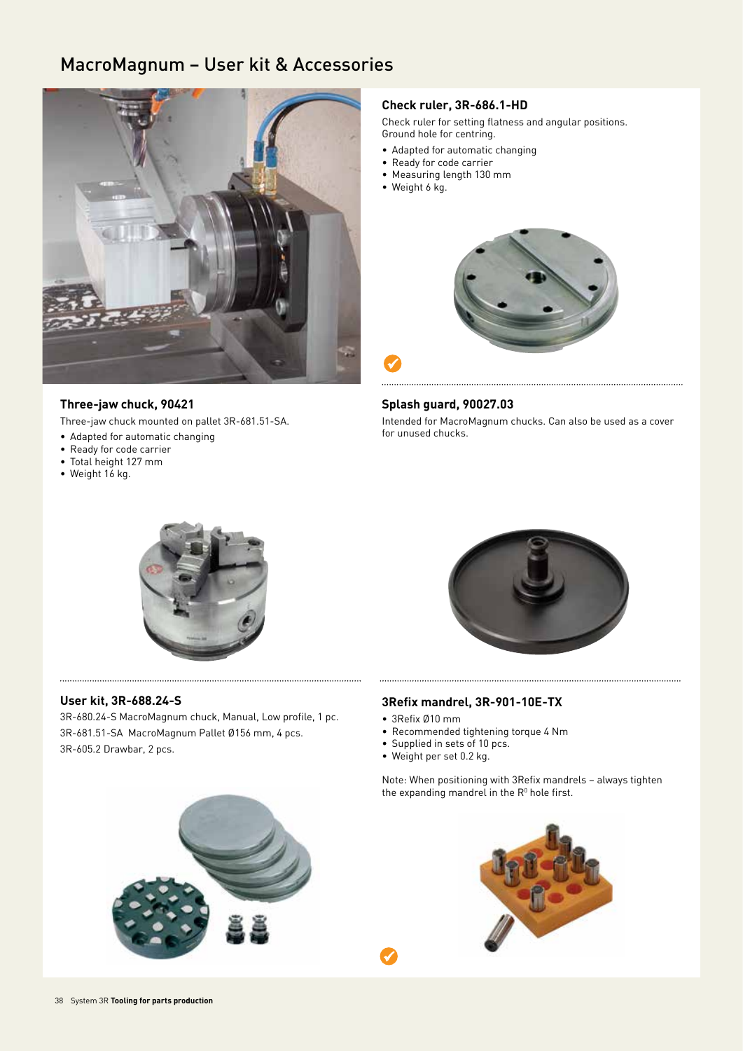# MacroMagnum – User kit & Accessories

### Three-jaw chuck, 90421

Three-jaw chuck mounted on pallet 3R-681.51-SA.

- Adapted for automatic changing
- Ready for code carrier
- Total height 127 mm
- Weight 16 kg.

### Check ruler, 3R-686.1-HD

Check ruler for setting flatness and angular positions. Ground hole for centring.

- Adapted for automatic changing
- Ready for code carrier
- Measuring length 130 mm
- Weight 6 kg.

### Splash guard, 90027.03

Intended for MacroMagnum chucks. Can also be used as a cover for unused chucks.

### User kit, 3R-688.24-S

3R-680.24-S MacroMagnum chuck, Manual, Low profile, 1 pc.

3R-681.51-SA MacroMagnum Pallet Ø156 mm, 4 pcs.

3R-605.2 Drawbar, 2 pcs.

### 3Refix mandrel, 3R-901-10E-TX

- 3Refix Ø10 mm
- Recommended tightening torque 4 Nm
- Supplied in sets of 10 pcs.
- Weight per set 0.2 kg.

Note: When positioning with 3Refix mandrels – always tighten the expanding mandrel in the $R^0$ hole first.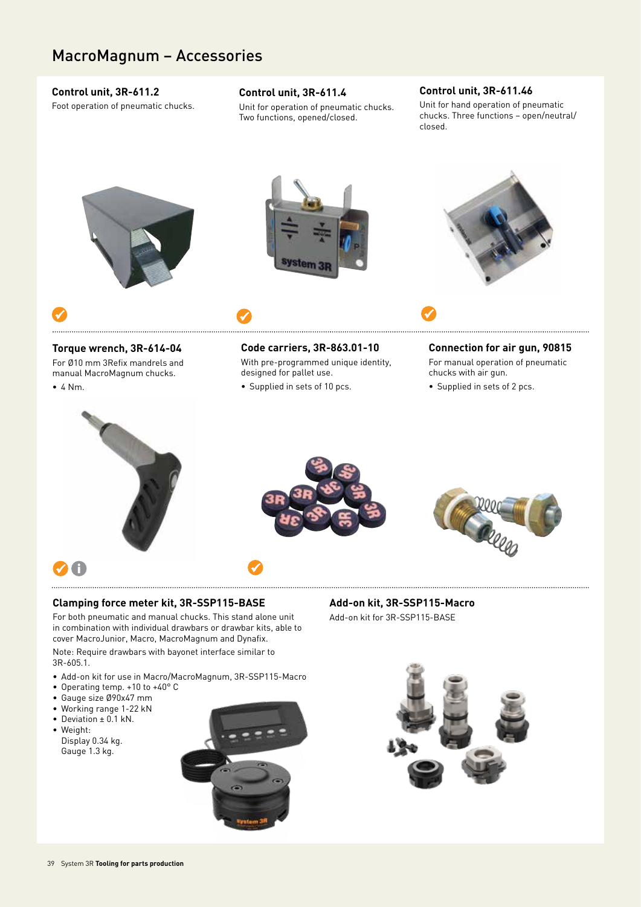# MacroMagnum – Accessories

### Control unit, 3R-611.2

Foot operation of pneumatic chucks.

### Control unit, 3R-611.4

Unit for operation of pneumatic chucks. Two functions, opened/closed.

### Control unit, 3R-611.46

Unit for hand operation of pneumatic chucks. Three functions – open/neutral/closed.

### Torque wrench, 3R-614-04

For Ø10 mm 3Refix mandrels and manual MacroMagnum chucks.

- 4 Nm.

### Code carriers, 3R-863.01-10

With pre-programmed unique identity, designed for pallet use.

- Supplied in sets of 10 pcs.

### Connection for air gun, 90815

For manual operation of pneumatic chucks with air gun.

- Supplied in sets of 2 pcs.

### Clamping force meter kit, 3R-SSP115-BASE

For both pneumatic and manual chucks. This stand alone unit in combination with individual drawbars or drawbar kits, able to cover MacroJunior, Macro, MacroMagnum and Dynafix.

Note: Require drawbars with bayonet interface similar to 3R-605.1.

- Add-on kit for use in Macro/MacroMagnum, 3R-SSP115-Macro
- Operating temp. +10 to +40° C
- Gauge size Ø90x47 mm
- Working range 1-22 kN
- Deviation ± 0.1 kN.
- Weight:
  Display 0.34 kg.
  Gauge 1.3 kg.

### Add-on kit, 3R-SSP115-Macro

Add-on kit for 3R-SSP115-BASE